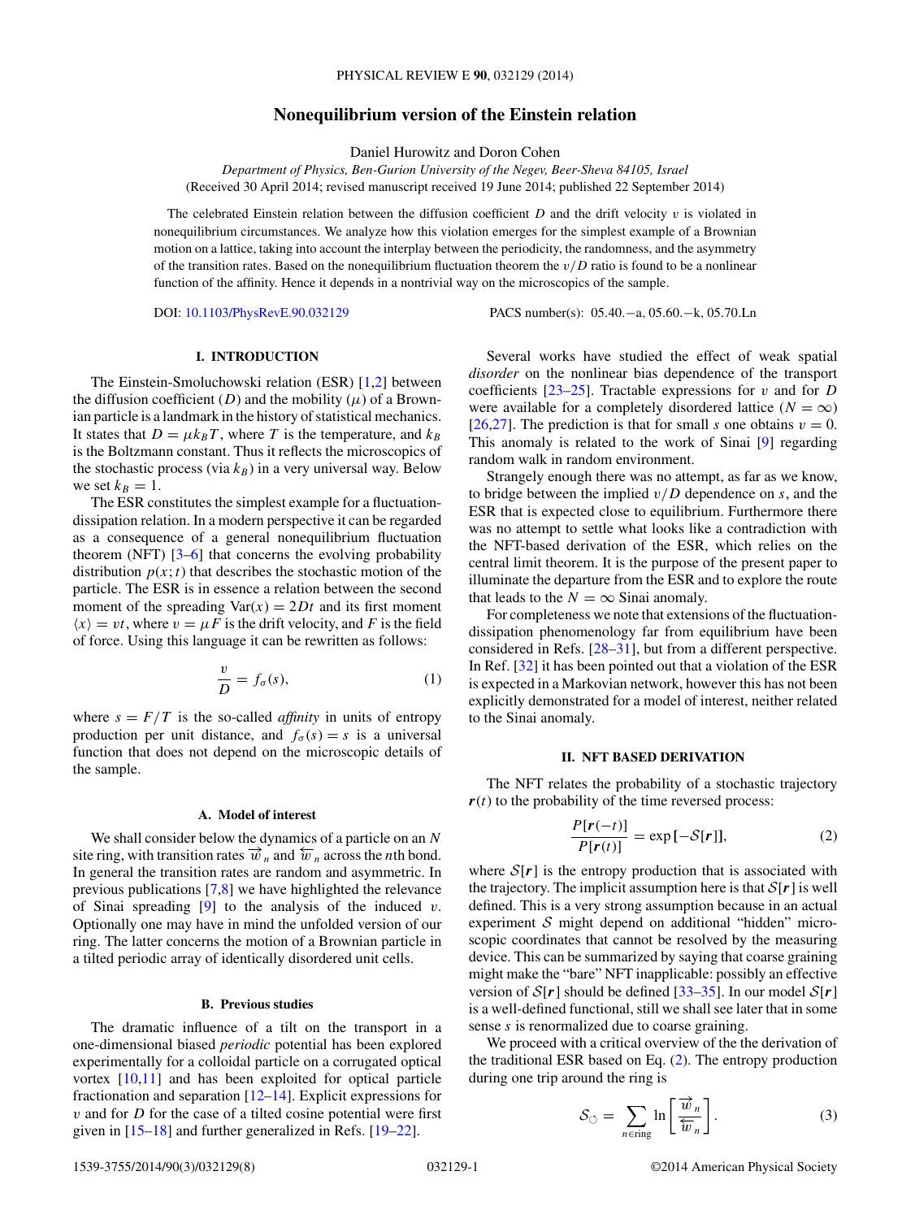# Nonequilibrium version of the Einstein relation

Daniel Hurowitz and Doron Cohen

*Department of Physics, Ben-Gurion University of the Negev, Beer-Sheva 84105, Israel*

(Received 30 April 2014; revised manuscript received 19 June 2014; published 22 September 2014)

The celebrated Einstein relation between the diffusion coefficient $D$ and the drift velocity $v$ is violated in nonequilibrium circumstances. We analyze how this violation emerges for the simplest example of a Brownian motion on a lattice, taking into account the interplay between the periodicity, the randomness, and the asymmetry of the transition rates. Based on the nonequilibrium fluctuation theorem the $v/D$ ratio is found to be a nonlinear function of the affinity. Hence it depends in a nontrivial way on the microscopics of the sample.

DOI: 10.1103/PhysRevE.90.032129 PACS number(s): 05.40.−a, 05.60.−k, 05.70.Ln

## I. INTRODUCTION

The Einstein-Smoluchowski relation (ESR) [1,2] between the diffusion coefficient ($D$) and the mobility ($\mu$) of a Brownian particle is a landmark in the history of statistical mechanics. It states that $D = \mu k_B T$, where $T$ is the temperature, and $k_B$ is the Boltzmann constant. Thus it reflects the microscopics of the stochastic process (via $k_B$) in a very universal way. Below we set $k_B = 1$.

The ESR constitutes the simplest example for a fluctuation-dissipation relation. In a modern perspective it can be regarded as a consequence of a general nonequilibrium fluctuation theorem (NFT) [3–6] that concerns the evolving probability distribution $p(x;t)$ that describes the stochastic motion of the particle. The ESR is in essence a relation between the second moment of the spreading $\text{Var}(x) = 2Dt$ and its first moment $\langle x \rangle = vt$, where $v = \mu F$ is the drift velocity, and $F$ is the field of force. Using this language it can be rewritten as follows:

$$\frac{v}{D} = f_\sigma(s), \tag{1}$$

where $s = F/T$ is the so-called *affinity* in units of entropy production per unit distance, and $f_\sigma(s) = s$ is a universal function that does not depend on the microscopic details of the sample.

### A. Model of interest

We shall consider below the dynamics of a particle on an $N$ site ring, with transition rates $\overrightarrow{w}_n$ and $\overleftarrow{w}_n$ across the $n$th bond. In general the transition rates are random and asymmetric. In previous publications [7,8] we have highlighted the relevance of Sinai spreading [9] to the analysis of the induced $v$. Optionally one may have in mind the unfolded version of our ring. The latter concerns the motion of a Brownian particle in a tilted periodic array of identically disordered unit cells.

### B. Previous studies

The dramatic influence of a tilt on the transport in a one-dimensional biased *periodic* potential has been explored experimentally for a colloidal particle on a corrugated optical vortex [10,11] and has been exploited for optical particle fractionation and separation [12–14]. Explicit expressions for $v$ and for $D$ for the case of a tilted cosine potential were first given in [15–18] and further generalized in Refs. [19–22].

Several works have studied the effect of weak spatial *disorder* on the nonlinear bias dependence of the transport coefficients [23–25]. Tractable expressions for $v$ and for $D$ were available for a completely disordered lattice ($N = \infty$) [26,27]. The prediction is that for small $s$ one obtains $v = 0$. This anomaly is related to the work of Sinai [9] regarding random walk in random environment.

Strangely enough there was no attempt, as far as we know, to bridge between the implied $v/D$ dependence on $s$, and the ESR that is expected close to equilibrium. Furthermore there was no attempt to settle what looks like a contradiction with the NFT-based derivation of the ESR, which relies on the central limit theorem. It is the purpose of the present paper to illuminate the departure from the ESR and to explore the route that leads to the $N = \infty$ Sinai anomaly.

For completeness we note that extensions of the fluctuation-dissipation phenomenology far from equilibrium have been considered in Refs. [28–31], but from a different perspective. In Ref. [32] it has been pointed out that a violation of the ESR is expected in a Markovian network, however this has not been explicitly demonstrated for a model of interest, neither related to the Sinai anomaly.

## II. NFT BASED DERIVATION

The NFT relates the probability of a stochastic trajectory $\boldsymbol{r}(t)$ to the probability of the time reversed process:

$$\frac{P[\boldsymbol{r}(-t)]}{P[\boldsymbol{r}(t)]} = \exp\left[-\mathcal{S}[\boldsymbol{r}]\right], \tag{2}$$

where $\mathcal{S}[\boldsymbol{r}]$ is the entropy production that is associated with the trajectory. The implicit assumption here is that $\mathcal{S}[\boldsymbol{r}]$ is well defined. This is a very strong assumption because in an actual experiment $\mathcal{S}$ might depend on additional "hidden" microscopic coordinates that cannot be resolved by the measuring device. This can be summarized by saying that coarse graining might make the "bare" NFT inapplicable: possibly an effective version of $\mathcal{S}[\boldsymbol{r}]$ should be defined [33–35]. In our model $\mathcal{S}[\boldsymbol{r}]$ is a well-defined functional, still we shall see later that in some sense $s$ is renormalized due to coarse graining.

We proceed with a critical overview of the the derivation of the traditional ESR based on Eq. (2). The entropy production during one trip around the ring is

$$\mathcal{S}_\circlearrowleft = \sum_{n \in \text{ring}} \ln\left[\frac{\overrightarrow{w}_n}{\overleftarrow{w}_n}\right]. \tag{3}$$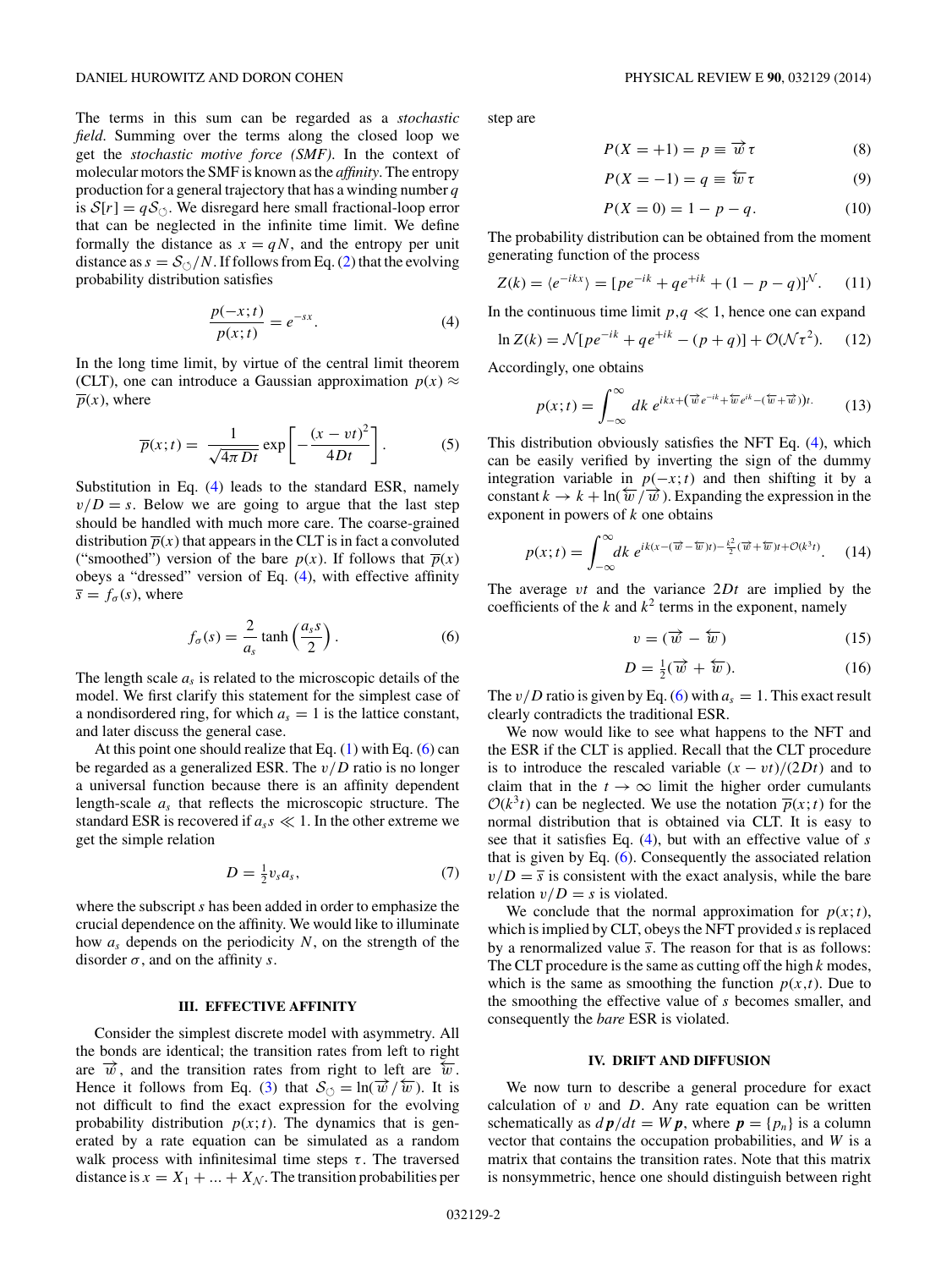The terms in this sum can be regarded as a *stochastic field*. Summing over the terms along the closed loop we get the *stochastic motive force (SMF)*. In the context of molecular motors the SMF is known as the *affinity*. The entropy production for a general trajectory that has a winding number $q$ is $\mathcal{S}[r] = q\mathcal{S}_{\circlearrowleft}$. We disregard here small fractional-loop error that can be neglected in the infinite time limit. We define formally the distance as $x = qN$, and the entropy per unit distance as $s = \mathcal{S}_{\circlearrowleft}/N$. If follows from Eq. (2) that the evolving probability distribution satisfies

$$\frac{p(-x;t)}{p(x;t)} = e^{-sx}. \tag{4}$$

In the long time limit, by virtue of the central limit theorem (CLT), one can introduce a Gaussian approximation $p(x) \approx \overline{p}(x)$, where

$$\overline{p}(x;t) = \frac{1}{\sqrt{4\pi Dt}} \exp\left[-\frac{(x-vt)^2}{4Dt}\right]. \tag{5}$$

Substitution in Eq. (4) leads to the standard ESR, namely $v/D = s$. Below we are going to argue that the last step should be handled with much more care. The coarse-grained distribution $\overline{p}(x)$ that appears in the CLT is in fact a convoluted ("smoothed") version of the bare $p(x)$. If follows that $\overline{p}(x)$ obeys a "dressed" version of Eq. (4), with effective affinity $\overline{s} = f_\sigma(s)$, where

$$f_\sigma(s) = \frac{2}{a_s} \tanh\left(\frac{a_s s}{2}\right). \tag{6}$$

The length scale $a_s$ is related to the microscopic details of the model. We first clarify this statement for the simplest case of a nondisordered ring, for which $a_s = 1$ is the lattice constant, and later discuss the general case.

At this point one should realize that Eq. (1) with Eq. (6) can be regarded as a generalized ESR. The $v/D$ ratio is no longer a universal function because there is an affinity dependent length-scale $a_s$ that reflects the microscopic structure. The standard ESR is recovered if $a_s s \ll 1$. In the other extreme we get the simple relation

$$D = \tfrac{1}{2} v_s a_s, \tag{7}$$

where the subscript $s$ has been added in order to emphasize the crucial dependence on the affinity. We would like to illuminate how $a_s$ depends on the periodicity $N$, on the strength of the disorder $\sigma$, and on the affinity $s$.

## III. EFFECTIVE AFFINITY

Consider the simplest discrete model with asymmetry. All the bonds are identical; the transition rates from left to right are $\overrightarrow{w}$, and the transition rates from right to left are $\overleftarrow{w}$. Hence it follows from Eq. (3) that $\mathcal{S}_{\circlearrowleft} = \ln(\overrightarrow{w}/\overleftarrow{w})$. It is not difficult to find the exact expression for the evolving probability distribution $p(x;t)$. The dynamics that is generated by a rate equation can be simulated as a random walk process with infinitesimal time steps $\tau$. The traversed distance is $x = X_1 + \dots + X_{\mathcal{N}}$. The transition probabilities per step are

$$P(X=+1) = p \equiv \overrightarrow{w}\,\tau \tag{8}$$

$$P(X=-1) = q \equiv \overleftarrow{w}\,\tau \tag{9}$$

$$P(X=0) = 1 - p - q. \tag{10}$$

The probability distribution can be obtained from the moment generating function of the process

$$Z(k) = \langle e^{-ikx}\rangle = [pe^{-ik} + qe^{+ik} + (1-p-q)]^{\mathcal{N}}. \tag{11}$$

In the continuous time limit $p,q \ll 1$, hence one can expand

$$\ln Z(k) = \mathcal{N}[pe^{-ik} + qe^{+ik} - (p+q)] + \mathcal{O}(\mathcal{N}\tau^2). \tag{12}$$

Accordingly, one obtains

$$p(x;t) = \int_{-\infty}^{\infty} dk\; e^{ikx + (\overrightarrow{w}e^{-ik} + \overleftarrow{w}e^{ik} - (\overrightarrow{w}+\overleftarrow{w}))t}. \tag{13}$$

This distribution obviously satisfies the NFT Eq. (4), which can be easily verified by inverting the sign of the dummy integration variable in $p(-x;t)$ and then shifting it by a constant $k \to k + \ln(\overleftarrow{w}/\overrightarrow{w})$. Expanding the expression in the exponent in powers of $k$ one obtains

$$p(x;t) = \int_{-\infty}^{\infty} dk\; e^{ik(x - (\overrightarrow{w} - \overleftarrow{w})t) - \frac{k^2}{2}(\overrightarrow{w}+\overleftarrow{w})t + \mathcal{O}(k^3 t)}. \tag{14}$$

The average $vt$ and the variance $2Dt$ are implied by the coefficients of the $k$ and $k^2$ terms in the exponent, namely

$$v = (\overrightarrow{w} - \overleftarrow{w}) \tag{15}$$

$$D = \tfrac{1}{2}(\overrightarrow{w} + \overleftarrow{w}). \tag{16}$$

The $v/D$ ratio is given by Eq. (6) with $a_s = 1$. This exact result clearly contradicts the traditional ESR.

We now would like to see what happens to the NFT and the ESR if the CLT is applied. Recall that the CLT procedure is to introduce the rescaled variable $(x - vt)/(2Dt)$ and to claim that in the $t \to \infty$ limit the higher order cumulants $\mathcal{O}(k^3 t)$ can be neglected. We use the notation $\overline{p}(x;t)$ for the normal distribution that is obtained via CLT. It is easy to see that it satisfies Eq. (4), but with an effective value of $s$ that is given by Eq. (6). Consequently the associated relation $v/D = \overline{s}$ is consistent with the exact analysis, while the bare relation $v/D = s$ is violated.

We conclude that the normal approximation for $p(x;t)$, which is implied by CLT, obeys the NFT provided $s$ is replaced by a renormalized value $\overline{s}$. The reason for that is as follows: The CLT procedure is the same as cutting off the high $k$ modes, which is the same as smoothing the function $p(x,t)$. Due to the smoothing the effective value of $s$ becomes smaller, and consequently the *bare* ESR is violated.

## IV. DRIFT AND DIFFUSION

We now turn to describe a general procedure for exact calculation of $v$ and $D$. Any rate equation can be written schematically as $d\boldsymbol{p}/dt = W\boldsymbol{p}$, where $\boldsymbol{p} = \{p_n\}$ is a column vector that contains the occupation probabilities, and $W$ is a matrix that contains the transition rates. Note that this matrix is nonsymmetric, hence one should distinguish between right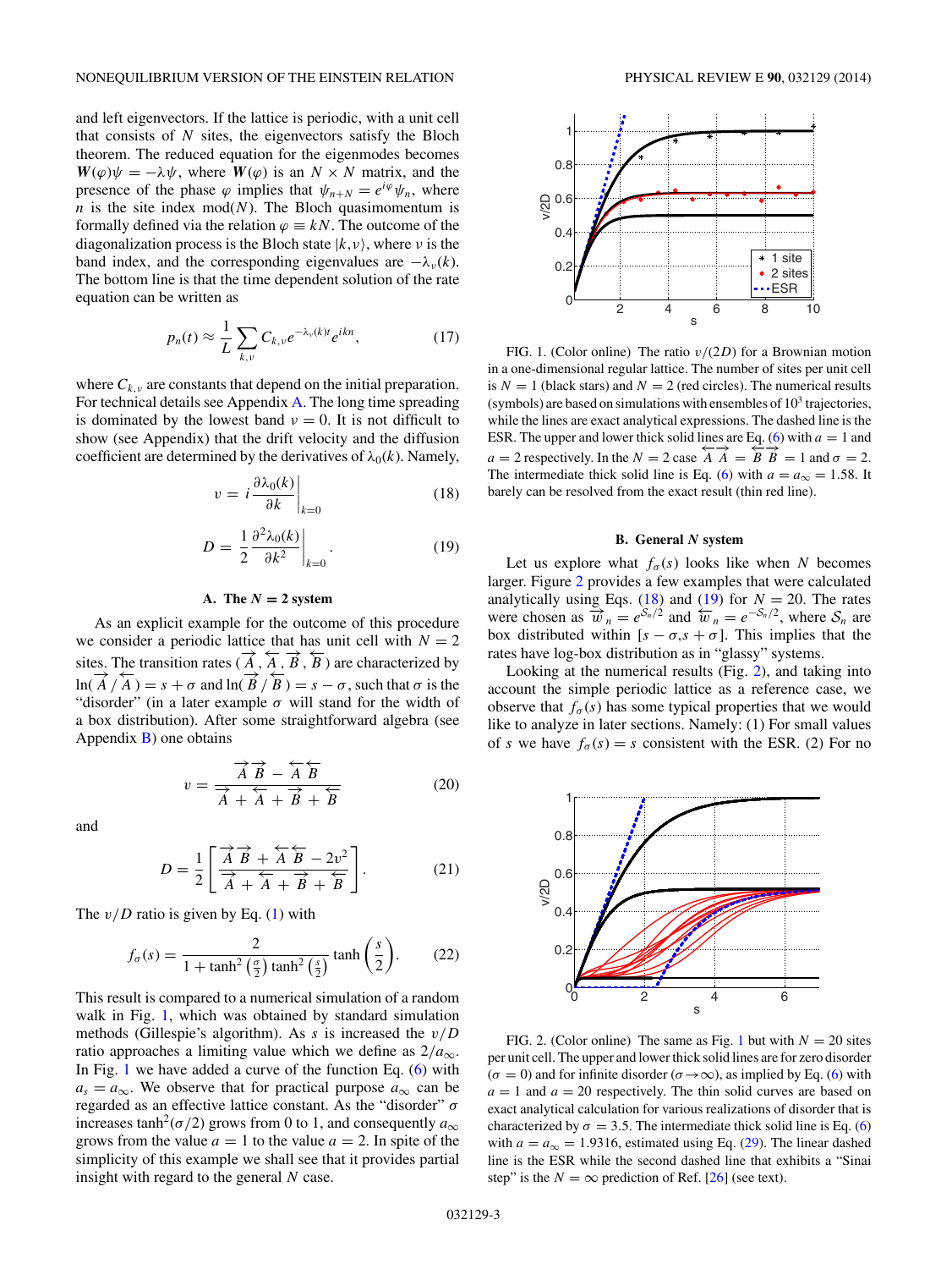and left eigenvectors. If the lattice is periodic, with a unit cell that consists of $N$ sites, the eigenvectors satisfy the Bloch theorem. The reduced equation for the eigenmodes becomes $\boldsymbol{W}(\varphi)\psi = -\lambda\psi$, where $\boldsymbol{W}(\varphi)$ is an $N \times N$ matrix, and the presence of the phase $\varphi$ implies that $\psi_{n+N} = e^{i\varphi}\psi_n$, where $n$ is the site index mod($N$). The Bloch quasimomentum is formally defined via the relation $\varphi \equiv kN$. The outcome of the diagonalization process is the Bloch state $|k,\nu\rangle$, where $\nu$ is the band index, and the corresponding eigenvalues are $-\lambda_\nu(k)$. The bottom line is that the time dependent solution of the rate equation can be written as

$$p_n(t) \approx \frac{1}{L}\sum_{k,\nu} C_{k,\nu}e^{-\lambda_\nu(k)t}e^{ikn}, \tag{17}$$

where $C_{k,\nu}$ are constants that depend on the initial preparation. For technical details see Appendix A. The long time spreading is dominated by the lowest band $\nu = 0$. It is not difficult to show (see Appendix) that the drift velocity and the diffusion coefficient are determined by the derivatives of $\lambda_0(k)$. Namely,

$$v = i\left.\frac{\partial\lambda_0(k)}{\partial k}\right|_{k=0} \tag{18}$$

$$D = \frac{1}{2}\left.\frac{\partial^2\lambda_0(k)}{\partial k^2}\right|_{k=0}. \tag{19}$$

### A. The $N = 2$ system

As an explicit example for the outcome of this procedure we consider a periodic lattice that has unit cell with $N = 2$ sites. The transition rates $(\overrightarrow{A}, \overleftarrow{A}, \overrightarrow{B}, \overleftarrow{B})$ are characterized by $\ln(\overrightarrow{A}/\overleftarrow{A}) = s + \sigma$ and $\ln(\overrightarrow{B}/\overleftarrow{B}) = s - \sigma$, such that $\sigma$ is the "disorder" (in a later example $\sigma$ will stand for the width of a box distribution). After some straightforward algebra (see Appendix B) one obtains

$$v = \frac{\overrightarrow{A}\,\overrightarrow{B} - \overleftarrow{A}\,\overleftarrow{B}}{\overrightarrow{A} + \overleftarrow{A} + \overrightarrow{B} + \overleftarrow{B}} \tag{20}$$

and

$$D = \frac{1}{2}\left[\frac{\overrightarrow{A}\,\overrightarrow{B} + \overleftarrow{A}\,\overleftarrow{B} - 2v^2}{\overrightarrow{A} + \overleftarrow{A} + \overrightarrow{B} + \overleftarrow{B}}\right]. \tag{21}$$

The $v/D$ ratio is given by Eq. (1) with

$$f_\sigma(s) = \frac{2}{1 + \tanh^2\left(\frac{\sigma}{2}\right)\tanh^2\left(\frac{s}{2}\right)}\tanh\left(\frac{s}{2}\right). \tag{22}$$

This result is compared to a numerical simulation of a random walk in Fig. 1, which was obtained by standard simulation methods (Gillespie's algorithm). As $s$ is increased the $v/D$ ratio approaches a limiting value which we define as $2/a_\infty$. In Fig. 1 we have added a curve of the function Eq. (6) with $a_s = a_\infty$. We observe that for practical purpose $a_\infty$ can be regarded as an effective lattice constant. As the "disorder" $\sigma$ increases $\tanh^2(\sigma/2)$ grows from 0 to 1, and consequently $a_\infty$ grows from the value $a = 1$ to the value $a = 2$. In spite of the simplicity of this example we shall see that it provides partial insight with regard to the general $N$ case.

FIG. 1. (Color online) The ratio $v/(2D)$ for a Brownian motion in a one-dimensional regular lattice. The number of sites per unit cell is $N = 1$ (black stars) and $N = 2$ (red circles). The numerical results (symbols) are based on simulations with ensembles of $10^3$ trajectories, while the lines are exact analytical expressions. The dashed line is the ESR. The upper and lower thick solid lines are Eq. (6) with $a = 1$ and $a = 2$ respectively. In the $N = 2$ case $\overleftarrow{A}\,\overrightarrow{A} = \overleftarrow{B}\,\overrightarrow{B} = 1$ and $\sigma = 2$. The intermediate thick solid line is Eq. (6) with $a = a_\infty = 1.58$. It barely can be resolved from the exact result (thin red line).

### B. General $N$ system

Let us explore what $f_\sigma(s)$ looks like when $N$ becomes larger. Figure 2 provides a few examples that were calculated analytically using Eqs. (18) and (19) for $N = 20$. The rates were chosen as $\overrightarrow{w}_n = e^{\mathcal{S}_n/2}$ and $\overleftarrow{w}_n = e^{-\mathcal{S}_n/2}$, where $\mathcal{S}_n$ are box distributed within $[s-\sigma, s+\sigma]$. This implies that the rates have log-box distribution as in "glassy" systems.

Looking at the numerical results (Fig. 2), and taking into account the simple periodic lattice as a reference case, we observe that $f_\sigma(s)$ has some typical properties that we would like to analyze in later sections. Namely: (1) For small values of $s$ we have $f_\sigma(s) = s$ consistent with the ESR. (2) For no

FIG. 2. (Color online) The same as Fig. 1 but with $N = 20$ sites per unit cell. The upper and lower thick solid lines are for zero disorder ($\sigma = 0$) and for infinite disorder ($\sigma \to \infty$), as implied by Eq. (6) with $a = 1$ and $a = 20$ respectively. The thin solid curves are based on exact analytical calculation for various realizations of disorder that is characterized by $\sigma = 3.5$. The intermediate thick solid line is Eq. (6) with $a = a_\infty = 1.9316$, estimated using Eq. (29). The linear dashed line is the ESR while the second dashed line that exhibits a "Sinai step" is the $N = \infty$ prediction of Ref. [26] (see text).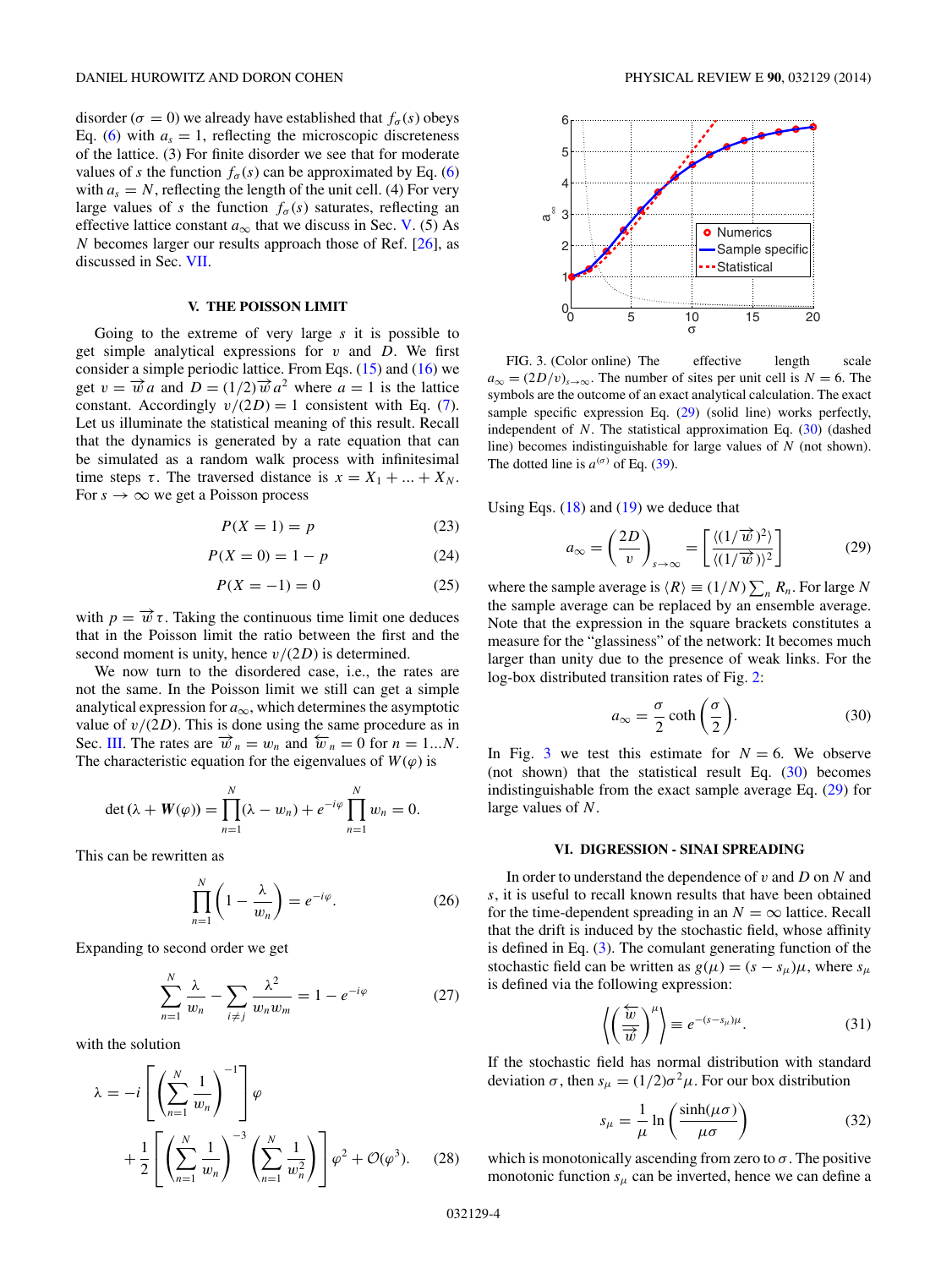disorder ($\sigma = 0$) we already have established that $f_\sigma(s)$ obeys Eq. (6) with $a_s = 1$, reflecting the microscopic discreteness of the lattice. (3) For finite disorder we see that for moderate values of $s$ the function $f_\sigma(s)$ can be approximated by Eq. (6) with $a_s = N$, reflecting the length of the unit cell. (4) For very large values of $s$ the function $f_\sigma(s)$ saturates, reflecting an effective lattice constant $a_\infty$ that we discuss in Sec. V. (5) As $N$ becomes larger our results approach those of Ref. [26], as discussed in Sec. VII.

## V. THE POISSON LIMIT

Going to the extreme of very large $s$ it is possible to get simple analytical expressions for $v$ and $D$. We first consider a simple periodic lattice. From Eqs. (15) and (16) we get $v = \overrightarrow{w} a$ and $D = (1/2)\overrightarrow{w} a^2$ where $a = 1$ is the lattice constant. Accordingly $v/(2D) = 1$ consistent with Eq. (7). Let us illuminate the statistical meaning of this result. Recall that the dynamics is generated by a rate equation that can be simulated as a random walk process with infinitesimal time steps $\tau$. The traversed distance is $x = X_1 + \dots + X_N$. For $s \to \infty$ we get a Poisson process

$$P(X = 1) = p \tag{23}$$

$$P(X = 0) = 1 - p \tag{24}$$

$$P(X = -1) = 0 \tag{25}$$

with $p = \overrightarrow{w}\tau$. Taking the continuous time limit one deduces that in the Poisson limit the ratio between the first and the second moment is unity, hence $v/(2D)$ is determined.

We now turn to the disordered case, i.e., the rates are not the same. In the Poisson limit we still can get a simple analytical expression for $a_\infty$, which determines the asymptotic value of $v/(2D)$. This is done using the same procedure as in Sec. III. The rates are $\overrightarrow{w}_n = w_n$ and $\overleftarrow{w}_n = 0$ for $n = 1 \dots N$. The characteristic equation for the eigenvalues of $\boldsymbol{W}(\varphi)$ is

$$\det(\lambda + \boldsymbol{W}(\varphi)) = \prod_{n=1}^{N}(\lambda - w_n) + e^{-i\varphi}\prod_{n=1}^{N} w_n = 0.$$

This can be rewritten as

$$\prod_{n=1}^{N}\left(1 - \frac{\lambda}{w_n}\right) = e^{-i\varphi}. \tag{26}$$

Expanding to second order we get

$$\sum_{n=1}^{N}\frac{\lambda}{w_n} - \sum_{i\neq j}\frac{\lambda^2}{w_n w_m} = 1 - e^{-i\varphi} \tag{27}$$

with the solution

$$\lambda = -i\left[\left(\sum_{n=1}^{N}\frac{1}{w_n}\right)^{-1}\right]\varphi + \frac{1}{2}\left[\left(\sum_{n=1}^{N}\frac{1}{w_n}\right)^{-3}\left(\sum_{n=1}^{N}\frac{1}{w_n^2}\right)\right]\varphi^2 + \mathcal{O}(\varphi^3). \tag{28}$$

FIG. 3. (Color online) The effective length scale $a_\infty = (2D/v)_{s\to\infty}$. The number of sites per unit cell is $N = 6$. The symbols are the outcome of an exact analytical calculation. The exact sample specific expression Eq. (29) (solid line) works perfectly, independent of $N$. The statistical approximation Eq. (30) (dashed line) becomes indistinguishable for large values of $N$ (not shown). The dotted line is $a^{(\sigma)}$ of Eq. (39).

Using Eqs. (18) and (19) we deduce that

$$a_\infty = \left(\frac{2D}{v}\right)_{s\to\infty} = \left[\frac{\langle(1/\overrightarrow{w})^2\rangle}{\langle(1/\overrightarrow{w})\rangle^2}\right] \tag{29}$$

where the sample average is $\langle R\rangle \equiv (1/N)\sum_n R_n$. For large $N$ the sample average can be replaced by an ensemble average. Note that the expression in the square brackets constitutes a measure for the "glassiness" of the network: It becomes much larger than unity due to the presence of weak links. For the log-box distributed transition rates of Fig. 2:

$$a_\infty = \frac{\sigma}{2}\coth\left(\frac{\sigma}{2}\right). \tag{30}$$

In Fig. 3 we test this estimate for $N = 6$. We observe (not shown) that the statistical result Eq. (30) becomes indistinguishable from the exact sample average Eq. (29) for large values of $N$.

## VI. DIGRESSION - SINAI SPREADING

In order to understand the dependence of $v$ and $D$ on $N$ and $s$, it is useful to recall known results that have been obtained for the time-dependent spreading in an $N = \infty$ lattice. Recall that the drift is induced by the stochastic field, whose affinity is defined in Eq. (3). The cumulant generating function of the stochastic field can be written as $g(\mu) = (s - s_\mu)\mu$, where $s_\mu$ is defined via the following expression:

$$\left\langle\left(\frac{\overleftarrow{w}}{\overrightarrow{w}}\right)^{\mu}\right\rangle \equiv e^{-(s-s_\mu)\mu}. \tag{31}$$

If the stochastic field has normal distribution with standard deviation $\sigma$, then $s_\mu = (1/2)\sigma^2\mu$. For our box distribution

$$s_\mu = \frac{1}{\mu}\ln\left(\frac{\sinh(\mu\sigma)}{\mu\sigma}\right) \tag{32}$$

which is monotonically ascending from zero to $\sigma$. The positive monotonic function $s_\mu$ can be inverted, hence we can define a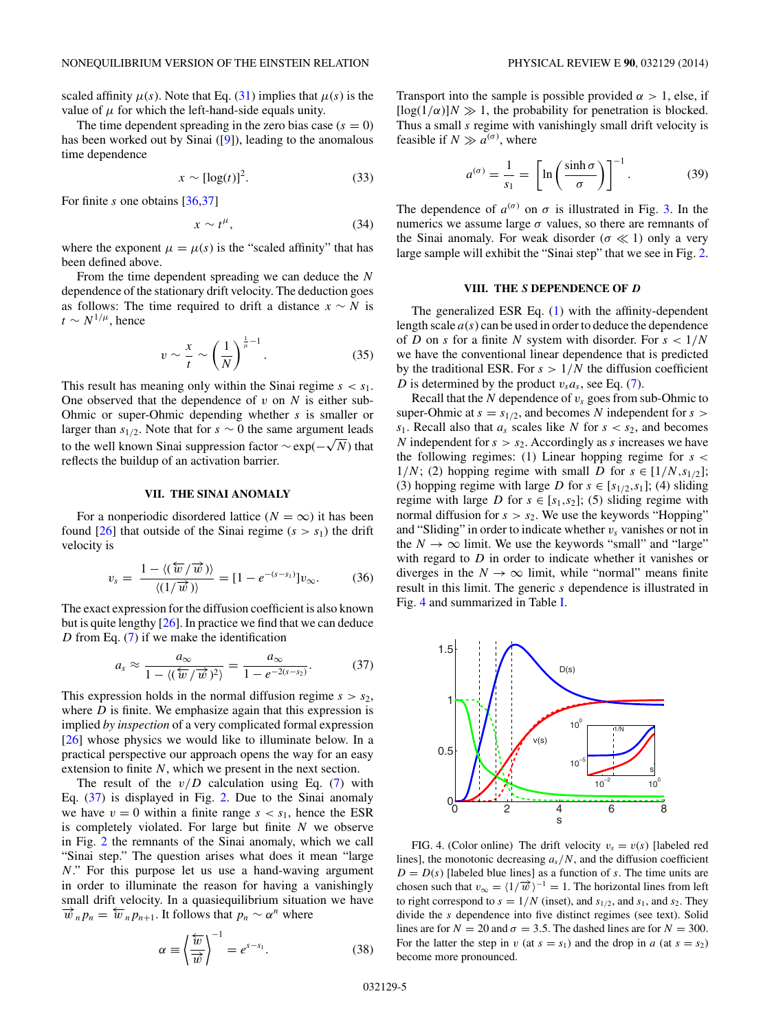scaled affinity $\mu(s)$. Note that Eq. (31) implies that $\mu(s)$ is the value of $\mu$ for which the left-hand-side equals unity.

The time dependent spreading in the zero bias case ($s = 0$) has been worked out by Sinai ([9]), leading to the anomalous time dependence

$$x \sim [\log(t)]^2. \tag{33}$$

For finite $s$ one obtains [36,37]

$$x \sim t^{\mu}, \tag{34}$$

where the exponent $\mu = \mu(s)$ is the "scaled affinity" that has been defined above.

From the time dependent spreading we can deduce the $N$ dependence of the stationary drift velocity. The deduction goes as follows: The time required to drift a distance $x \sim N$ is $t \sim N^{1/\mu}$, hence

$$v \sim \frac{x}{t} \sim \left(\frac{1}{N}\right)^{\frac{1}{\mu}-1}. \tag{35}$$

This result has meaning only within the Sinai regime $s < s_1$. One observed that the dependence of $v$ on $N$ is either sub-Ohmic or super-Ohmic depending whether $s$ is smaller or larger than $s_{1/2}$. Note that for $s \sim 0$ the same argument leads to the well known Sinai suppression factor $\sim \exp(-\sqrt{N})$ that reflects the buildup of an activation barrier.

## VII. THE SINAI ANOMALY

For a nonperiodic disordered lattice ($N = \infty$) it has been found [26] that outside of the Sinai regime ($s > s_1$) the drift velocity is

$$v_s = \frac{1 - \langle(\overleftarrow{w}/\overrightarrow{w})\rangle}{\langle(1/\overrightarrow{w})\rangle} = [1 - e^{-(s-s_1)}]v_{\infty}. \tag{36}$$

The exact expression for the diffusion coefficient is also known but is quite lengthy [26]. In practice we find that we can deduce $D$ from Eq. (7) if we make the identification

$$a_s \approx \frac{a_{\infty}}{1 - \langle(\overleftarrow{w}/\overrightarrow{w})^2\rangle} = \frac{a_{\infty}}{1 - e^{-2(s-s_2)}}. \tag{37}$$

This expression holds in the normal diffusion regime $s > s_2$, where $D$ is finite. We emphasize again that this expression is implied *by inspection* of a very complicated formal expression [26] whose physics we would like to illuminate below. In a practical perspective our approach opens the way for an easy extension to finite $N$, which we present in the next section.

The result of the $v/D$ calculation using Eq. (7) with Eq. (37) is displayed in Fig. 2. Due to the Sinai anomaly we have $v = 0$ within a finite range $s < s_1$, hence the ESR is completely violated. For large but finite $N$ we observe in Fig. 2 the remnants of the Sinai anomaly, which we call "Sinai step." The question arises what does it mean "large $N$." For this purpose let us use a hand-waving argument in order to illuminate the reason for having a vanishingly small drift velocity. In a quasiequilibrium situation we have $\overrightarrow{w}_n p_n = \overleftarrow{w}_n p_{n+1}$. It follows that $p_n \sim \alpha^n$ where

$$\alpha \equiv \left\langle \frac{\overleftarrow{w}}{\overrightarrow{w}} \right\rangle^{-1} = e^{s-s_1}. \tag{38}$$

Transport into the sample is possible provided $\alpha > 1$, else, if $[\log(1/\alpha)]N \gg 1$, the probability for penetration is blocked. Thus a small $s$ regime with vanishingly small drift velocity is feasible if $N \gg a^{(\sigma)}$, where

$$a^{(\sigma)} = \frac{1}{s_1} = \left[\ln\left(\frac{\sinh\sigma}{\sigma}\right)\right]^{-1}. \tag{39}$$

The dependence of $a^{(\sigma)}$ on $\sigma$ is illustrated in Fig. 3. In the numerics we assume large $\sigma$ values, so there are remnants of the Sinai anomaly. For weak disorder ($\sigma \ll 1$) only a very large sample will exhibit the "Sinai step" that we see in Fig. 2.

## VIII. THE $S$ DEPENDENCE OF $D$

The generalized ESR Eq. (1) with the affinity-dependent length scale $a(s)$ can be used in order to deduce the dependence of $D$ on $s$ for a finite $N$ system with disorder. For $s < 1/N$ we have the conventional linear dependence that is predicted by the traditional ESR. For $s > 1/N$ the diffusion coefficient $D$ is determined by the product $v_s a_s$, see Eq. (7).

Recall that the $N$ dependence of $v_s$ goes from sub-Ohmic to super-Ohmic at $s = s_{1/2}$, and becomes $N$ independent for $s > s_1$. Recall also that $a_s$ scales like $N$ for $s < s_2$, and becomes $N$ independent for $s > s_2$. Accordingly as $s$ increases we have the following regimes: (1) Linear hopping regime for $s < 1/N$; (2) hopping regime with small $D$ for $s \in [1/N, s_{1/2}]$; (3) hopping regime with large $D$ for $s \in [s_{1/2}, s_1]$; (4) sliding regime with large $D$ for $s \in [s_1, s_2]$; (5) sliding regime with normal diffusion for $s > s_2$. We use the keywords "Hopping" and "Sliding" in order to indicate whether $v_s$ vanishes or not in the $N \to \infty$ limit. We use the keywords "small" and "large" with regard to $D$ in order to indicate whether it vanishes or diverges in the $N \to \infty$ limit, while "normal" means finite result in this limit. The generic $s$ dependence is illustrated in Fig. 4 and summarized in Table I.

FIG. 4. (Color online) The drift velocity $v_s = v(s)$ [labeled red lines], the monotonic decreasing $a_s/N$, and the diffusion coefficient $D = D(s)$ [labeled blue lines] as a function of $s$. The time units are chosen such that $v_{\infty} = \langle 1/\overrightarrow{w}\rangle^{-1} = 1$. The horizontal lines from left to right correspond to $s = 1/N$ (inset), and $s_{1/2}$, and $s_1$, and $s_2$. They divide the $s$ dependence into five distinct regimes (see text). Solid lines are for $N = 20$ and $\sigma = 3.5$. The dashed lines are for $N = 300$. For the latter the step in $v$ (at $s = s_1$) and the drop in $a$ (at $s = s_2$) become more pronounced.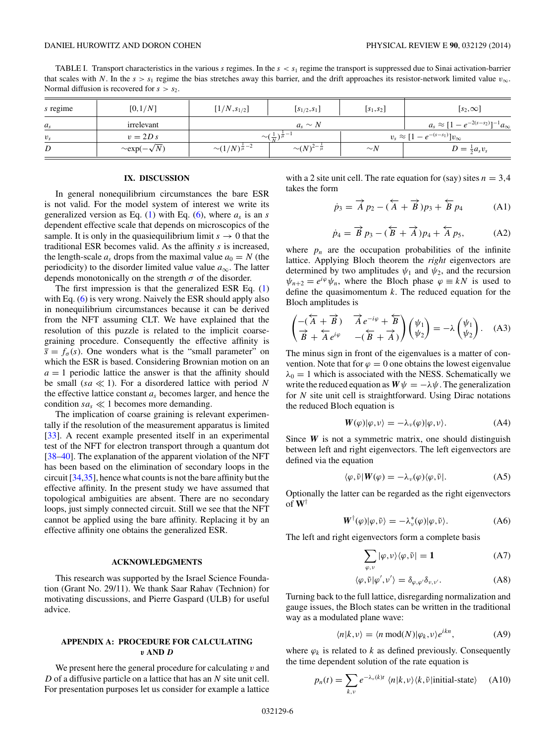TABLE I. Transport characteristics in the various $s$ regimes. In the $s < s_1$ regime the transport is suppressed due to Sinai activation-barrier that scales with $N$. In the $s > s_1$ regime the bias stretches away this barrier, and the drift approaches its resistor-network limited value $v_\infty$. Normal diffusion is recovered for $s > s_2$.

| $s$ regime | $[0,1/N]$ | $[1/N, s_{1/2}]$ | $[s_{1/2}, s_1]$ | $[s_1, s_2]$ | $[s_2, \infty]$ |
|---|---|---|---|---|---|
| $a_s$ | irrelevant | $a_s \sim N$ | | | $a_s \approx [1 - e^{-2(s-s_2)}]^{-1} a_\infty$ |
| $v_s$ | $v = 2D\,s$ | $\sim (\frac{1}{N})^{\frac{1}{\mu}-1}$ | | $v_s \approx [1 - e^{-(s-s_1)}] v_\infty$ | |
| $D$ | $\sim \exp(-\sqrt{N})$ | $\sim (1/N)^{\frac{1}{\mu}-2}$ | $\sim (N)^{2-\frac{1}{\mu}}$ | $\sim N$ | $D = \frac{1}{2} a_s v_s$ |

## IX. DISCUSSION

In general nonequilibrium circumstances the bare ESR is not valid. For the model system of interest we write its generalized version as Eq. (1) with Eq. (6), where $a_s$ is an $s$ dependent effective scale that depends on microscopics of the sample. It is only in the quasiequilibrium limit $s \to 0$ that the traditional ESR becomes valid. As the affinity $s$ is increased, the length-scale $a_s$ drops from the maximal value $a_0 = N$ (the periodicity) to the disorder limited value value $a_\infty$. The latter depends monotonically on the strength $\sigma$ of the disorder.

The first impression is that the generalized ESR Eq. (1) with Eq. (6) is very wrong. Naively the ESR should apply also in nonequilibrium circumstances because it can be derived from the NFT assuming CLT. We have explained that the resolution of this puzzle is related to the implicit coarse-graining procedure. Consequently the effective affinity is $\overline{s} = f_\sigma(s)$. One wonders what is the "small parameter" on which the ESR is based. Considering Brownian motion on an $a = 1$ periodic lattice the answer is that the affinity should be small ($sa \ll 1$). For a disordered lattice with period $N$ the effective lattice constant $a_s$ becomes larger, and hence the condition $sa_s \ll 1$ becomes more demanding.

The implication of coarse graining is relevant experimentally if the resolution of the measurement apparatus is limited [33]. A recent example presented itself in an experimental test of the NFT for electron transport through a quantum dot [38–40]. The explanation of the apparent violation of the NFT has been based on the elimination of secondary loops in the circuit [34,35], hence what counts is not the bare affinity but the effective affinity. In the present study we have assumed that topological ambiguities are absent. There are no secondary loops, just simply connected circuit. Still we see that the NFT cannot be applied using the bare affinity. Replacing it by an effective affinity one obtains the generalized ESR.

### ACKNOWLEDGMENTS

This research was supported by the Israel Science Foundation (Grant No. 29/11). We thank Saar Rahav (Technion) for motivating discussions, and Pierre Gaspard (ULB) for useful advice.

## APPENDIX A: PROCEDURE FOR CALCULATING $v$ AND $D$

We present here the general procedure for calculating $v$ and $D$ of a diffusive particle on a lattice that has an $N$ site unit cell. For presentation purposes let us consider for example a lattice with a 2 site unit cell. The rate equation for (say) sites $n = 3,4$ takes the form

$$\dot{p}_3 = \overrightarrow{A}\, p_2 - (\overleftarrow{A} + \overrightarrow{B})p_3 + \overleftarrow{B}\, p_4 \tag{A1}$$

$$\dot{p}_4 = \overrightarrow{B}\, p_3 - (\overleftarrow{B} + \overrightarrow{A})p_4 + \overleftarrow{A}\, p_5, \tag{A2}$$

where $p_n$ are the occupation probabilities of the infinite lattice. Applying Bloch theorem the *right* eigenvectors are determined by two amplitudes $\psi_1$ and $\psi_2$, and the recursion $\psi_{n+2} = e^{i\varphi}\psi_n$, where the Bloch phase $\varphi \equiv kN$ is used to define the quasimomentum $k$. The reduced equation for the Bloch amplitudes is

$$\begin{pmatrix} -(\overleftarrow{A} + \overrightarrow{B}) & \overrightarrow{A}\, e^{-i\varphi} + \overleftarrow{B} \\ \overrightarrow{B} + \overleftarrow{A}\, e^{i\varphi} & -(\overleftarrow{B} + \overrightarrow{A}) \end{pmatrix} \begin{pmatrix} \psi_1 \\ \psi_2 \end{pmatrix} = -\lambda \begin{pmatrix} \psi_1 \\ \psi_2 \end{pmatrix}. \tag{A3}$$

The minus sign in front of the eigenvalues is a matter of convention. Note that for $\varphi = 0$ one obtains the lowest eigenvalue $\lambda_0 = 1$ which is associated with the NESS. Schematically we write the reduced equation as $\boldsymbol{W}\psi = -\lambda\psi$. The generalization for $N$ site unit cell is straightforward. Using Dirac notations the reduced Bloch equation is

$$\boldsymbol{W}(\varphi)|\varphi,\nu\rangle = -\lambda_\nu(\varphi)|\varphi,\nu\rangle. \tag{A4}$$

Since $\boldsymbol{W}$ is not a symmetric matrix, one should distinguish between left and right eigenvectors. The left eigenvectors are defined via the equation

$$\langle\varphi,\tilde{\nu}|\boldsymbol{W}(\varphi) = -\lambda_\nu(\varphi)\langle\varphi,\tilde{\nu}|. \tag{A5}$$

Optionally the latter can be regarded as the right eigenvectors of $\mathbf{W}^\dagger$

$$\boldsymbol{W}^\dagger(\varphi)|\varphi,\tilde{\nu}\rangle = -\lambda_\nu^*(\varphi)|\varphi,\tilde{\nu}\rangle. \tag{A6}$$

The left and right eigenvectors form a complete basis

$$\sum_{\varphi,\nu} |\varphi,\nu\rangle\langle\varphi,\tilde{\nu}| = \mathbf{1} \tag{A7}$$

$$\langle\varphi,\tilde{\nu}|\varphi',\nu'\rangle = \delta_{\varphi,\varphi'}\delta_{\nu,\nu'}. \tag{A8}$$

Turning back to the full lattice, disregarding normalization and gauge issues, the Bloch states can be written in the traditional way as a modulated plane wave:

$$\langle n|k,\nu\rangle = \langle n \bmod(N)|\varphi_k,\nu\rangle e^{ikn}, \tag{A9}$$

where $\varphi_k$ is related to $k$ as defined previously. Consequently the time dependent solution of the rate equation is

$$p_n(t) = \sum_{k,\nu} e^{-\lambda_\nu(k)t}\ \langle n|k,\nu\rangle\langle k,\tilde{\nu}|\text{initial-state}\rangle \tag{A10}$$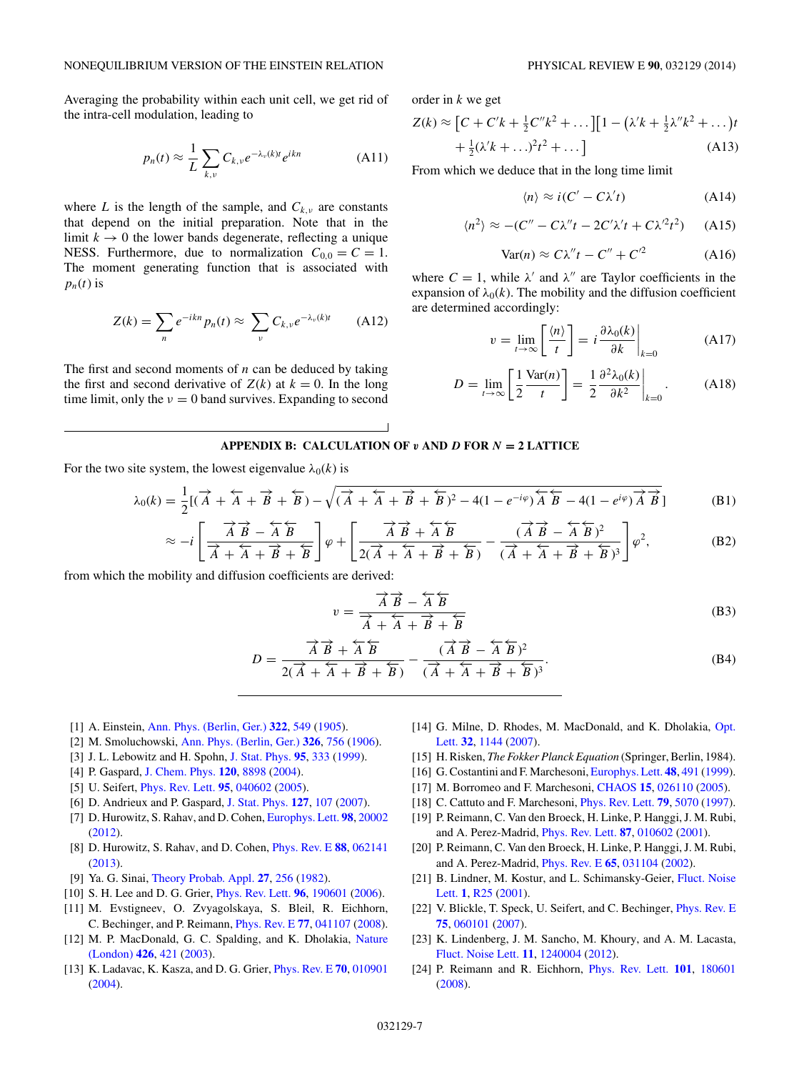Averaging the probability within each unit cell, we get rid of the intra-cell modulation, leading to

$$p_n(t) \approx \frac{1}{L}\sum_{k,\nu} C_{k,\nu} e^{-\lambda_\nu(k)t} e^{ikn} \tag{A11}$$

where $L$ is the length of the sample, and $C_{k,\nu}$ are constants that depend on the initial preparation. Note that in the limit $k \to 0$ the lower bands degenerate, reflecting a unique NESS. Furthermore, due to normalization $C_{0,0} = C = 1$. The moment generating function that is associated with $p_n(t)$ is

$$Z(k) = \sum_n e^{-ikn} p_n(t) \approx \sum_\nu C_{k,\nu} e^{-\lambda_\nu(k)t} \tag{A12}$$

The first and second moments of $n$ can be deduced by taking the first and second derivative of $Z(k)$ at $k = 0$. In the long time limit, only the $\nu = 0$ band survives. Expanding to second order in $k$ we get

$$Z(k) \approx \left[C + C'k + \tfrac{1}{2}C''k^2 + \dots\right]\left[1 - \left(\lambda' k + \tfrac{1}{2}\lambda'' k^2 + \dots\right)t + \tfrac{1}{2}(\lambda' k + \dots)^2 t^2 + \dots\right] \tag{A13}$$

From which we deduce that in the long time limit

$$\langle n \rangle \approx i(C' - C\lambda' t) \tag{A14}$$

$$\langle n^2 \rangle \approx -(C'' - C\lambda'' t - 2C'\lambda' t + C\lambda'^2 t^2) \tag{A15}$$

$$\mathrm{Var}(n) \approx C\lambda'' t - C'' + C'^2 \tag{A16}$$

where $C = 1$, while $\lambda'$ and $\lambda''$ are Taylor coefficients in the expansion of $\lambda_0(k)$. The mobility and the diffusion coefficient are determined accordingly:

$$v = \lim_{t\to\infty}\left[\frac{\langle n \rangle}{t}\right] = i\frac{\partial \lambda_0(k)}{\partial k}\bigg|_{k=0} \tag{A17}$$

$$D = \lim_{t\to\infty}\left[\frac{1}{2}\frac{\mathrm{Var}(n)}{t}\right] = \frac{1}{2}\frac{\partial^2 \lambda_0(k)}{\partial k^2}\bigg|_{k=0}. \tag{A18}$$

## APPENDIX B: CALCULATION OF $v$ AND $D$ FOR $N = 2$ LATTICE

For the two site system, the lowest eigenvalue $\lambda_0(k)$ is

$$\lambda_0(k) = \frac{1}{2}\left[(\overrightarrow{A} + \overleftarrow{A} + \overrightarrow{B} + \overleftarrow{B}) - \sqrt{(\overrightarrow{A} + \overleftarrow{A} + \overrightarrow{B} + \overleftarrow{B})^2 - 4(1 - e^{-i\varphi})\overleftarrow{A}\,\overleftarrow{B} - 4(1 - e^{i\varphi})\overrightarrow{A}\,\overrightarrow{B}}\,\right] \tag{B1}$$

$$\approx -i\left[\frac{\overrightarrow{A}\,\overrightarrow{B} - \overleftarrow{A}\,\overleftarrow{B}}{\overrightarrow{A} + \overleftarrow{A} + \overrightarrow{B} + \overleftarrow{B}}\right]\varphi + \left[\frac{\overrightarrow{A}\,\overrightarrow{B} + \overleftarrow{A}\,\overleftarrow{B}}{2(\overrightarrow{A} + \overleftarrow{A} + \overrightarrow{B} + \overleftarrow{B})} - \frac{(\overrightarrow{A}\,\overrightarrow{B} - \overleftarrow{A}\,\overleftarrow{B})^2}{(\overrightarrow{A} + \overleftarrow{A} + \overrightarrow{B} + \overleftarrow{B})^3}\right]\varphi^2, \tag{B2}$$

from which the mobility and diffusion coefficients are derived:

$$v = \frac{\overrightarrow{A}\,\overrightarrow{B} - \overleftarrow{A}\,\overleftarrow{B}}{\overrightarrow{A} + \overleftarrow{A} + \overrightarrow{B} + \overleftarrow{B}} \tag{B3}$$

$$D = \frac{\overrightarrow{A}\,\overrightarrow{B} + \overleftarrow{A}\,\overleftarrow{B}}{2(\overrightarrow{A} + \overleftarrow{A} + \overrightarrow{B} + \overleftarrow{B})} - \frac{(\overrightarrow{A}\,\overrightarrow{B} - \overleftarrow{A}\,\overleftarrow{B})^2}{(\overrightarrow{A} + \overleftarrow{A} + \overrightarrow{B} + \overleftarrow{B})^3}. \tag{B4}$$

[1] A. Einstein, Ann. Phys. (Berlin, Ger.) **322**, 549 (1905).

[2] M. Smoluchowski, Ann. Phys. (Berlin, Ger.) **326**, 756 (1906).

[3] J. L. Lebowitz and H. Spohn, J. Stat. Phys. **95**, 333 (1999).

[4] P. Gaspard, J. Chem. Phys. **120**, 8898 (2004).

[5] U. Seifert, Phys. Rev. Lett. **95**, 040602 (2005).

[6] D. Andrieux and P. Gaspard, J. Stat. Phys. **127**, 107 (2007).

[7] D. Hurowitz, S. Rahav, and D. Cohen, Europhys. Lett. **98**, 20002 (2012).

[8] D. Hurowitz, S. Rahav, and D. Cohen, Phys. Rev. E **88**, 062141 (2013).

[9] Ya. G. Sinai, Theory Probab. Appl. **27**, 256 (1982).

[10] S. H. Lee and D. G. Grier, Phys. Rev. Lett. **96**, 190601 (2006).

[11] M. Evstigneev, O. Zvyagolskaya, S. Bleil, R. Eichhorn, C. Bechinger, and P. Reimann, Phys. Rev. E **77**, 041107 (2008).

[12] M. P. MacDonald, G. C. Spalding, and K. Dholakia, Nature (London) **426**, 421 (2003).

[13] K. Ladavac, K. Kasza, and D. G. Grier, Phys. Rev. E **70**, 010901 (2004).

[14] G. Milne, D. Rhodes, M. MacDonald, and K. Dholakia, Opt. Lett. **32**, 1144 (2007).

[15] H. Risken, *The Fokker Planck Equation* (Springer, Berlin, 1984).

[16] G. Costantini and F. Marchesoni, Europhys. Lett. **48**, 491 (1999).

[17] M. Borromeo and F. Marchesoni, CHAOS **15**, 026110 (2005).

[18] C. Cattuto and F. Marchesoni, Phys. Rev. Lett. **79**, 5070 (1997).

[19] P. Reimann, C. Van den Broeck, H. Linke, P. Hanggi, J. M. Rubi, and A. Perez-Madrid, Phys. Rev. Lett. **87**, 010602 (2001).

[20] P. Reimann, C. Van den Broeck, H. Linke, P. Hanggi, J. M. Rubi, and A. Perez-Madrid, Phys. Rev. E **65**, 031104 (2002).

[21] B. Lindner, M. Kostur, and L. Schimansky-Geier, Fluct. Noise Lett. **1**, R25 (2001).

[22] V. Blickle, T. Speck, U. Seifert, and C. Bechinger, Phys. Rev. E **75**, 060101 (2007).

[23] K. Lindenberg, J. M. Sancho, M. Khoury, and A. M. Lacasta, Fluct. Noise Lett. **11**, 1240004 (2012).

[24] P. Reimann and R. Eichhorn, Phys. Rev. Lett. **101**, 180601 (2008).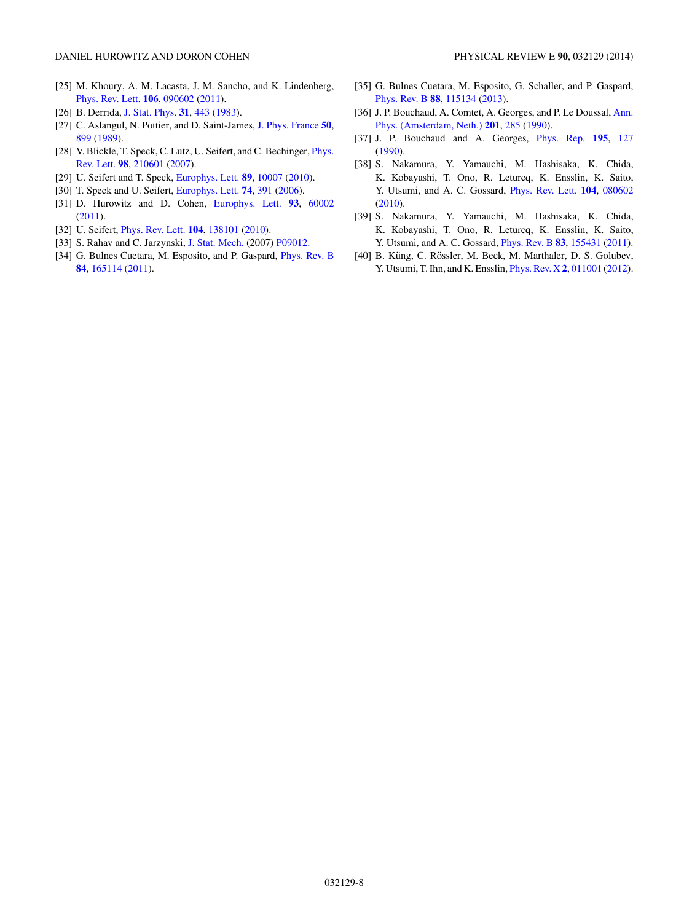[25] M. Khoury, A. M. Lacasta, J. M. Sancho, and K. Lindenberg, Phys. Rev. Lett. **106**, 090602 (2011).

[26] B. Derrida, J. Stat. Phys. **31**, 443 (1983).

[27] C. Aslangul, N. Pottier, and D. Saint-James, J. Phys. France **50**, 899 (1989).

[28] V. Blickle, T. Speck, C. Lutz, U. Seifert, and C. Bechinger, Phys. Rev. Lett. **98**, 210601 (2007).

[29] U. Seifert and T. Speck, Europhys. Lett. **89**, 10007 (2010).

[30] T. Speck and U. Seifert, Europhys. Lett. **74**, 391 (2006).

[31] D. Hurowitz and D. Cohen, Europhys. Lett. **93**, 60002 (2011).

[32] U. Seifert, Phys. Rev. Lett. **104**, 138101 (2010).

[33] S. Rahav and C. Jarzynski, J. Stat. Mech. (2007) P09012.

[34] G. Bulnes Cuetara, M. Esposito, and P. Gaspard, Phys. Rev. B **84**, 165114 (2011).

[35] G. Bulnes Cuetara, M. Esposito, G. Schaller, and P. Gaspard, Phys. Rev. B **88**, 115134 (2013).

[36] J. P. Bouchaud, A. Comtet, A. Georges, and P. Le Doussal, Ann. Phys. (Amsterdam, Neth.) **201**, 285 (1990).

[37] J. P. Bouchaud and A. Georges, Phys. Rep. **195**, 127 (1990).

[38] S. Nakamura, Y. Yamauchi, M. Hashisaka, K. Chida, K. Kobayashi, T. Ono, R. Leturcq, K. Ensslin, K. Saito, Y. Utsumi, and A. C. Gossard, Phys. Rev. Lett. **104**, 080602 (2010).

[39] S. Nakamura, Y. Yamauchi, M. Hashisaka, K. Chida, K. Kobayashi, T. Ono, R. Leturcq, K. Ensslin, K. Saito, Y. Utsumi, and A. C. Gossard, Phys. Rev. B **83**, 155431 (2011).

[40] B. Küng, C. Rössler, M. Beck, M. Marthaler, D. S. Golubev, Y. Utsumi, T. Ihn, and K. Ensslin, Phys. Rev. X **2**, 011001 (2012).